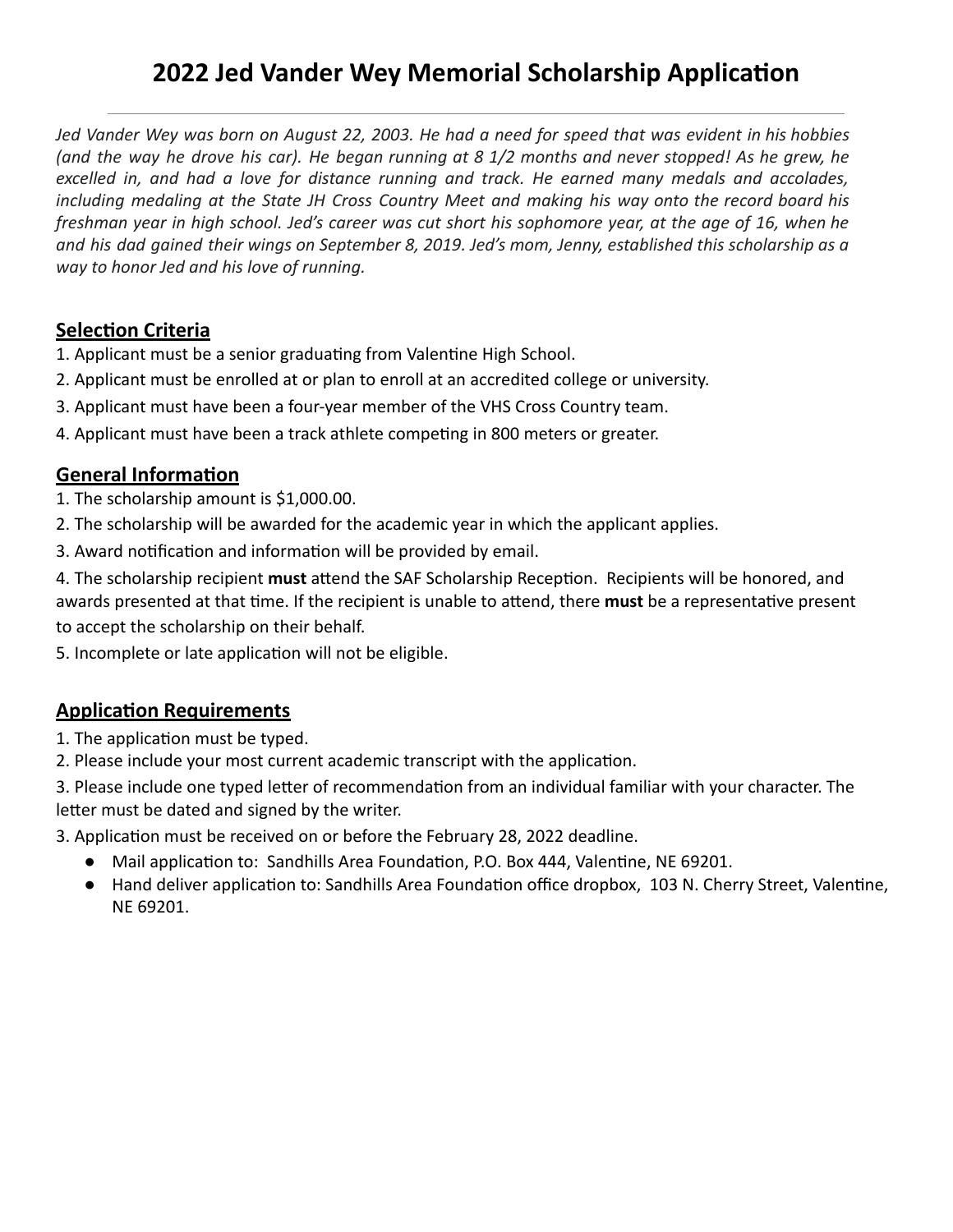# 2022 Jed Vander Wey Memorial Scholarship Application

*Jed Vander Wey was born on August 22, 2003. He had a need for speed that was evident in his hobbies (and the way he drove his car). He began running at 8 1/2 months and never stopped! As he grew, he excelled in, and had a love for distance running and track. He earned many medals and accolades, including medaling at the State JH Cross Country Meet and making his way onto the record board his freshman year in high school. Jed's career was cut short his sophomore year, at the age of 16, when he and his dad gained their wings on September 8, 2019. Jed's mom, Jenny, established this scholarship as a way to honor Jed and his love of running.*

## Selection Criteria

1. Applicant must be a senior graduating from Valentine High School.
2. Applicant must be enrolled at or plan to enroll at an accredited college or university.
3. Applicant must have been a four-year member of the VHS Cross Country team.
4. Applicant must have been a track athlete competing in 800 meters or greater.

## General Information

1. The scholarship amount is $1,000.00.
2. The scholarship will be awarded for the academic year in which the applicant applies.
3. Award notification and information will be provided by email.
4. The scholarship recipient **must** attend the SAF Scholarship Reception. Recipients will be honored, and awards presented at that time. If the recipient is unable to attend, there **must** be a representative present to accept the scholarship on their behalf.
5. Incomplete or late application will not be eligible.

## Application Requirements

1. The application must be typed.
2. Please include your most current academic transcript with the application.
3. Please include one typed letter of recommendation from an individual familiar with your character. The letter must be dated and signed by the writer.
3. Application must be received on or before the February 28, 2022 deadline.
   - Mail application to: Sandhills Area Foundation, P.O. Box 444, Valentine, NE 69201.
   - Hand deliver application to: Sandhills Area Foundation office dropbox, 103 N. Cherry Street, Valentine, NE 69201.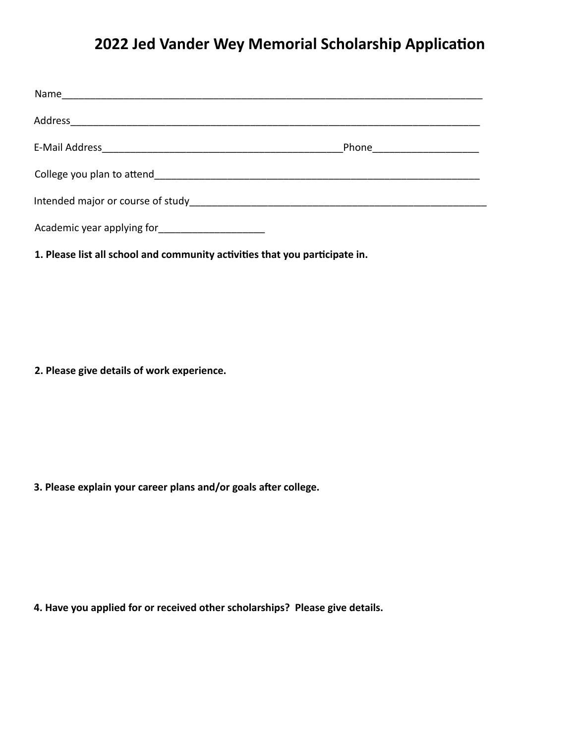# 2022 Jed Vander Wey Memorial Scholarship Application

Name_____________________________________________________________________________

Address___________________________________________________________________________

E-Mail Address____________________________________________Phone___________________

College you plan to attend____________________________________________________________

Intended major or course of study_______________________________________________________

Academic year applying for___________________

**1. Please list all school and community activities that you participate in.**

**2. Please give details of work experience.**

**3. Please explain your career plans and/or goals after college.**

**4. Have you applied for or received other scholarships? Please give details.**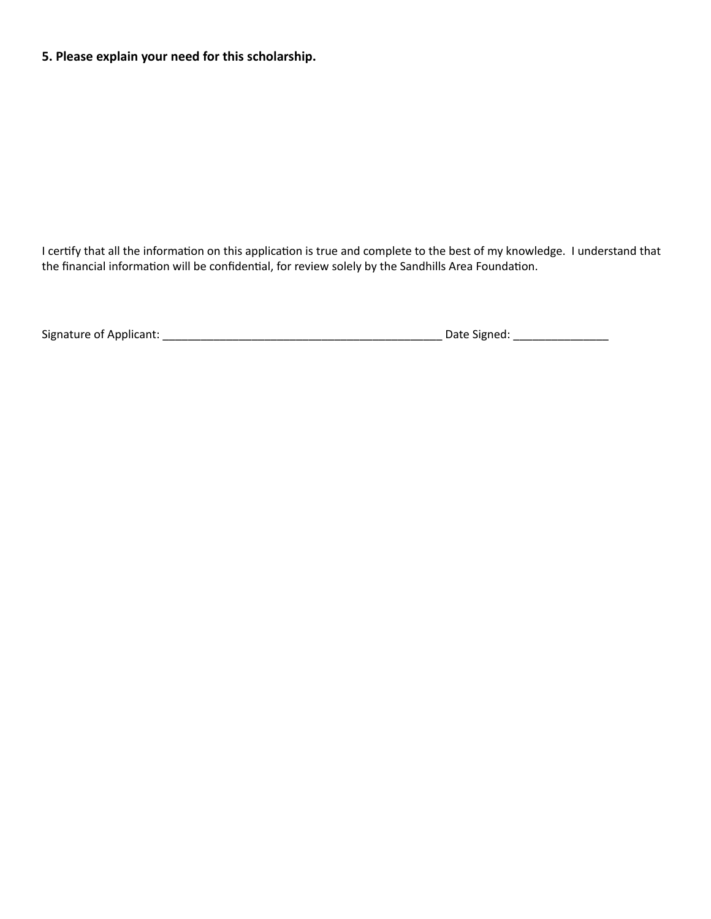**5. Please explain your need for this scholarship.**

I certify that all the information on this application is true and complete to the best of my knowledge. I understand that the financial information will be confidential, for review solely by the Sandhills Area Foundation.

Signature of Applicant: _____________________________________________ Date Signed: _______________